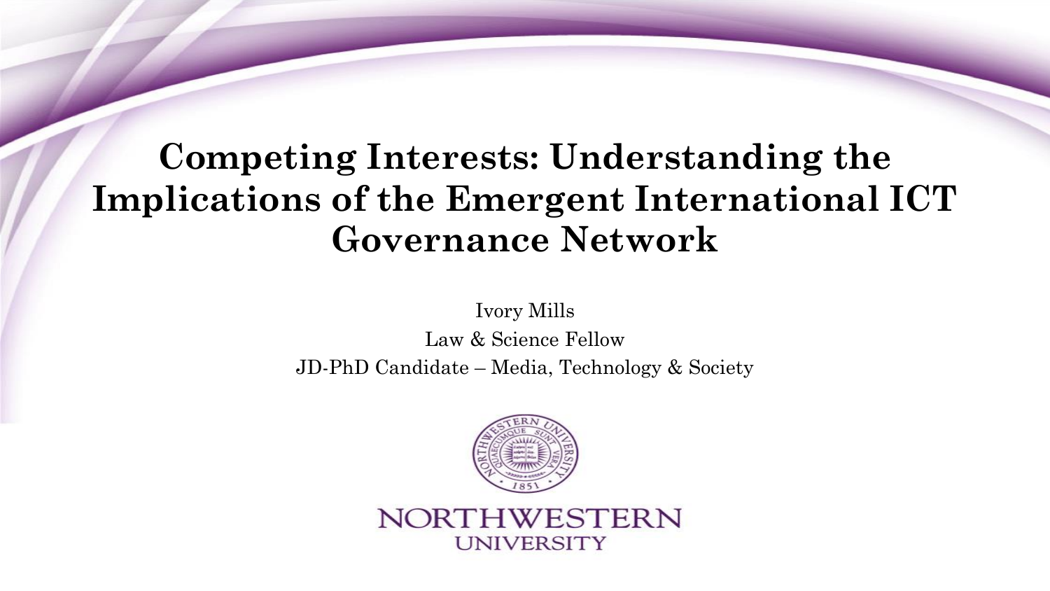# Competing Interests: Understanding the Implications of the Emergent International ICT Governance Network

Ivory Mills

Law & Science Fellow

JD-PhD Candidate – Media, Technology & Society

NORTHWESTERN UNIVERSITY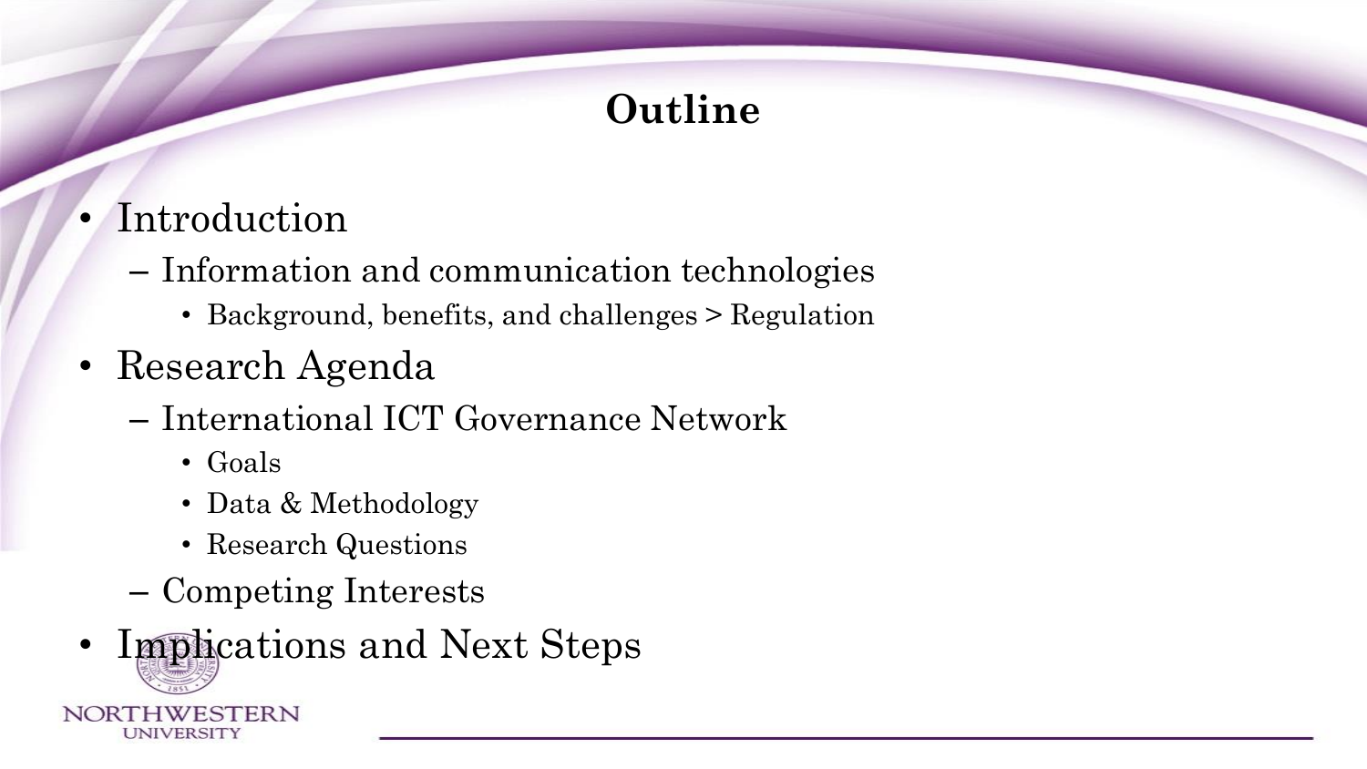# Outline

- Introduction
  - Information and communication technologies
    - Background, benefits, and challenges > Regulation
- Research Agenda
  - International ICT Governance Network
    - Goals
    - Data & Methodology
    - Research Questions
  - Competing Interests
- Implications and Next Steps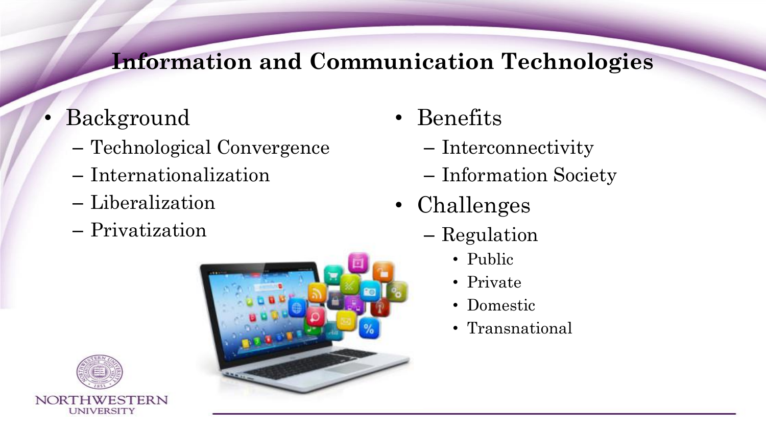# Information and Communication Technologies

- Background
  - Technological Convergence
  - Internationalization
  - Liberalization
  - Privatization

- Benefits
  - Interconnectivity
  - Information Society
- Challenges
  - Regulation
    - Public
    - Private
    - Domestic
    - Transnational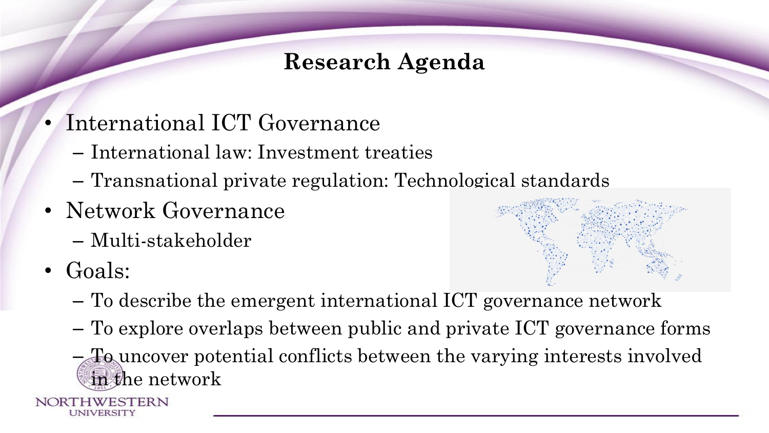# Research Agenda

- International ICT Governance
  - International law: Investment treaties
  - Transnational private regulation: Technological standards
- Network Governance
  - Multi-stakeholder
- Goals:
  - To describe the emergent international ICT governance network
  - To explore overlaps between public and private ICT governance forms
  - To uncover potential conflicts between the varying interests involved in the network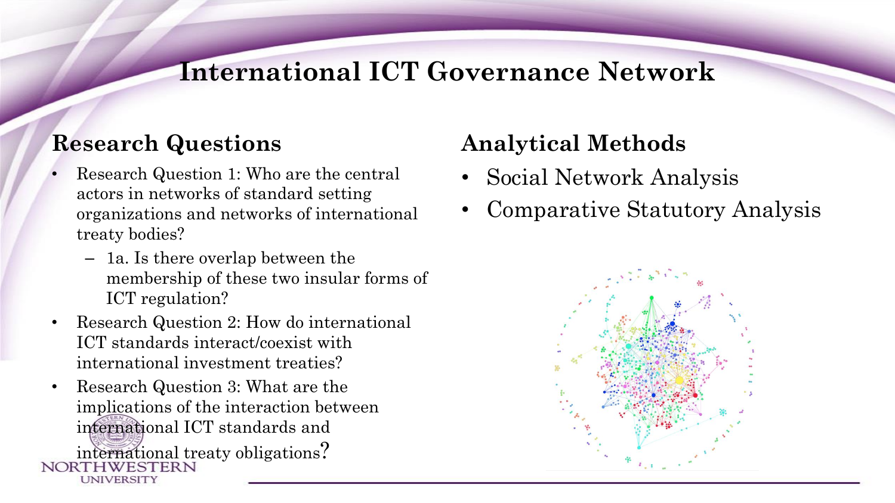# International ICT Governance Network

## Research Questions

- Research Question 1: Who are the central actors in networks of standard setting organizations and networks of international treaty bodies?
  - 1a. Is there overlap between the membership of these two insular forms of ICT regulation?
- Research Question 2: How do international ICT standards interact/coexist with international investment treaties?
- Research Question 3: What are the implications of the interaction between international ICT standards and international treaty obligations?

## Analytical Methods

- Social Network Analysis
- Comparative Statutory Analysis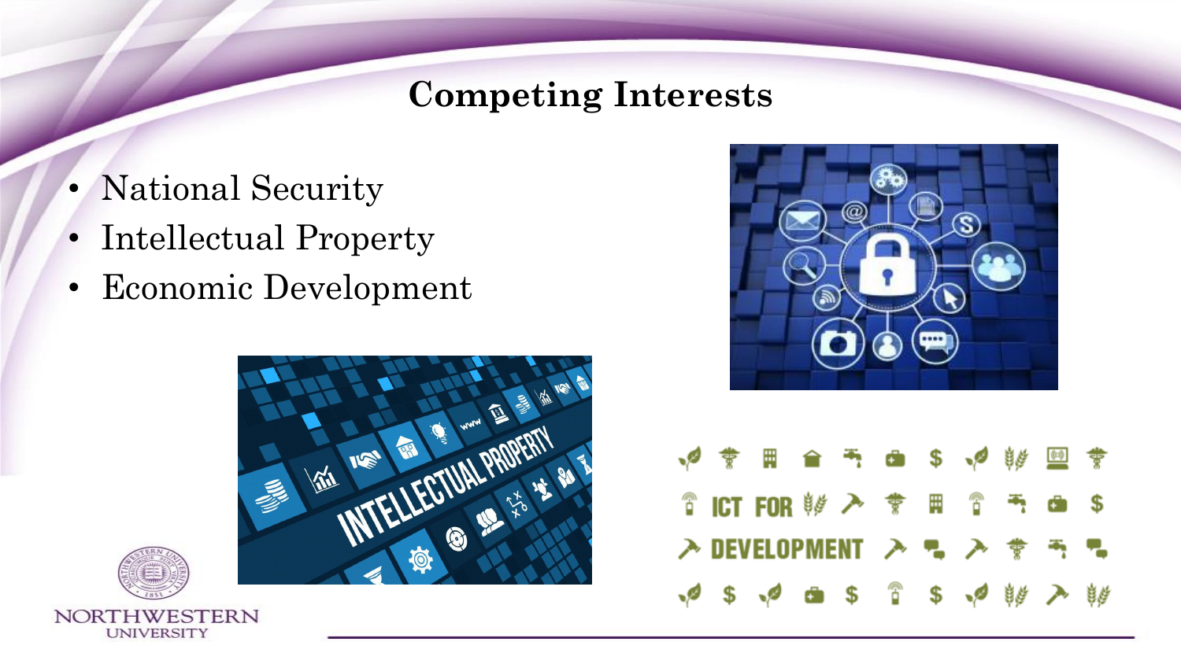## Competing Interests

- National Security
- Intellectual Property
- Economic Development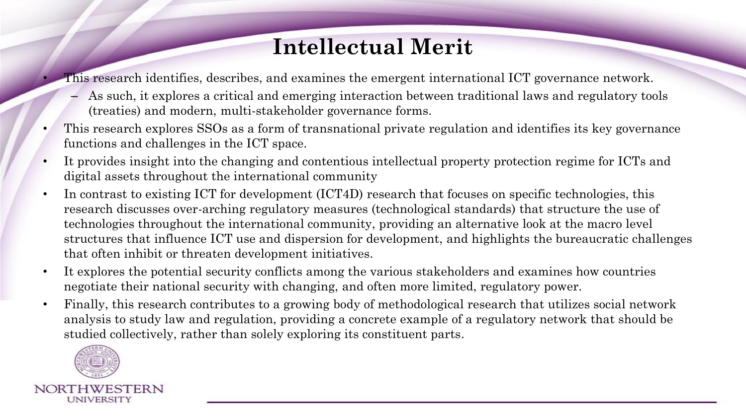# Intellectual Merit

- This research identifies, describes, and examines the emergent international ICT governance network.
  - As such, it explores a critical and emerging interaction between traditional laws and regulatory tools (treaties) and modern, multi-stakeholder governance forms.
- This research explores SSOs as a form of transnational private regulation and identifies its key governance functions and challenges in the ICT space.
- It provides insight into the changing and contentious intellectual property protection regime for ICTs and digital assets throughout the international community
- In contrast to existing ICT for development (ICT4D) research that focuses on specific technologies, this research discusses over-arching regulatory measures (technological standards) that structure the use of technologies throughout the international community, providing an alternative look at the macro level structures that influence ICT use and dispersion for development, and highlights the bureaucratic challenges that often inhibit or threaten development initiatives.
- It explores the potential security conflicts among the various stakeholders and examines how countries negotiate their national security with changing, and often more limited, regulatory power.
- Finally, this research contributes to a growing body of methodological research that utilizes social network analysis to study law and regulation, providing a concrete example of a regulatory network that should be studied collectively, rather than solely exploring its constituent parts.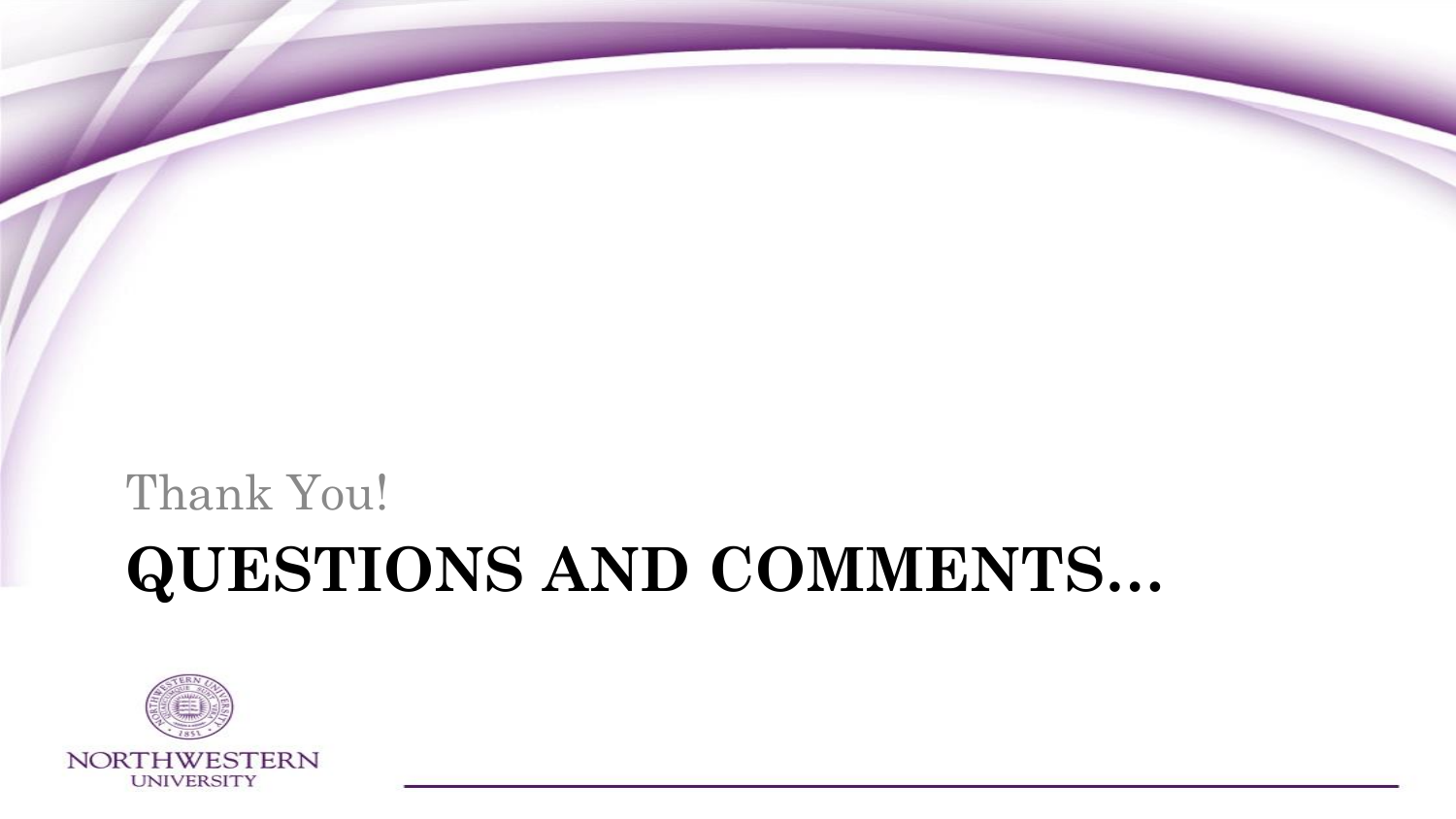Thank You!

# QUESTIONS AND COMMENTS…

NORTHWESTERN UNIVERSITY